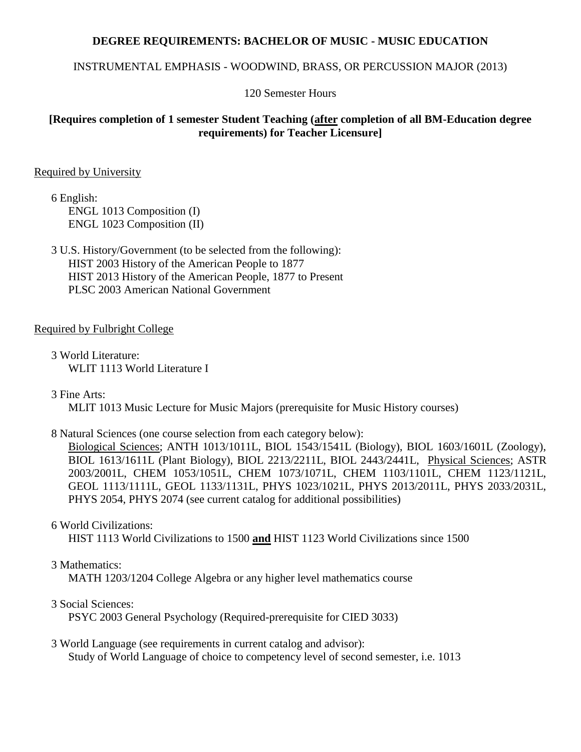# DEGREE REQUIREMENTS: BACHELOR OF MUSIC - MUSIC EDUCATION

INSTRUMENTAL EMPHASIS - WOODWIND, BRASS, OR PERCUSSION MAJOR (2013)

120 Semester Hours

**[Requires completion of 1 semester Student Teaching (<u>after</u> completion of all BM-Education degree requirements) for Teacher Licensure]**

<u>Required by University</u>

6 English:
ENGL 1013 Composition (I)
ENGL 1023 Composition (II)

3 U.S. History/Government (to be selected from the following):
HIST 2003 History of the American People to 1877
HIST 2013 History of the American People, 1877 to Present
PLSC 2003 American National Government

<u>Required by Fulbright College</u>

3 World Literature:
WLIT 1113 World Literature I

3 Fine Arts:
MLIT 1013 Music Lecture for Music Majors (prerequisite for Music History courses)

8 Natural Sciences (one course selection from each category below):
<u>Biological Sciences</u>; ANTH 1013/1011L, BIOL 1543/1541L (Biology), BIOL 1603/1601L (Zoology), BIOL 1613/1611L (Plant Biology), BIOL 2213/2211L, BIOL 2443/2441L, <u>Physical Sciences</u>; ASTR 2003/2001L, CHEM 1053/1051L, CHEM 1073/1071L, CHEM 1103/1101L, CHEM 1123/1121L, GEOL 1113/1111L, GEOL 1133/1131L, PHYS 1023/1021L, PHYS 2013/2011L, PHYS 2033/2031L, PHYS 2054, PHYS 2074 (see current catalog for additional possibilities)

6 World Civilizations:
HIST 1113 World Civilizations to 1500 **<u>and</u>** HIST 1123 World Civilizations since 1500

3 Mathematics:
MATH 1203/1204 College Algebra or any higher level mathematics course

3 Social Sciences:
PSYC 2003 General Psychology (Required-prerequisite for CIED 3033)

3 World Language (see requirements in current catalog and advisor):
Study of World Language of choice to competency level of second semester, i.e. 1013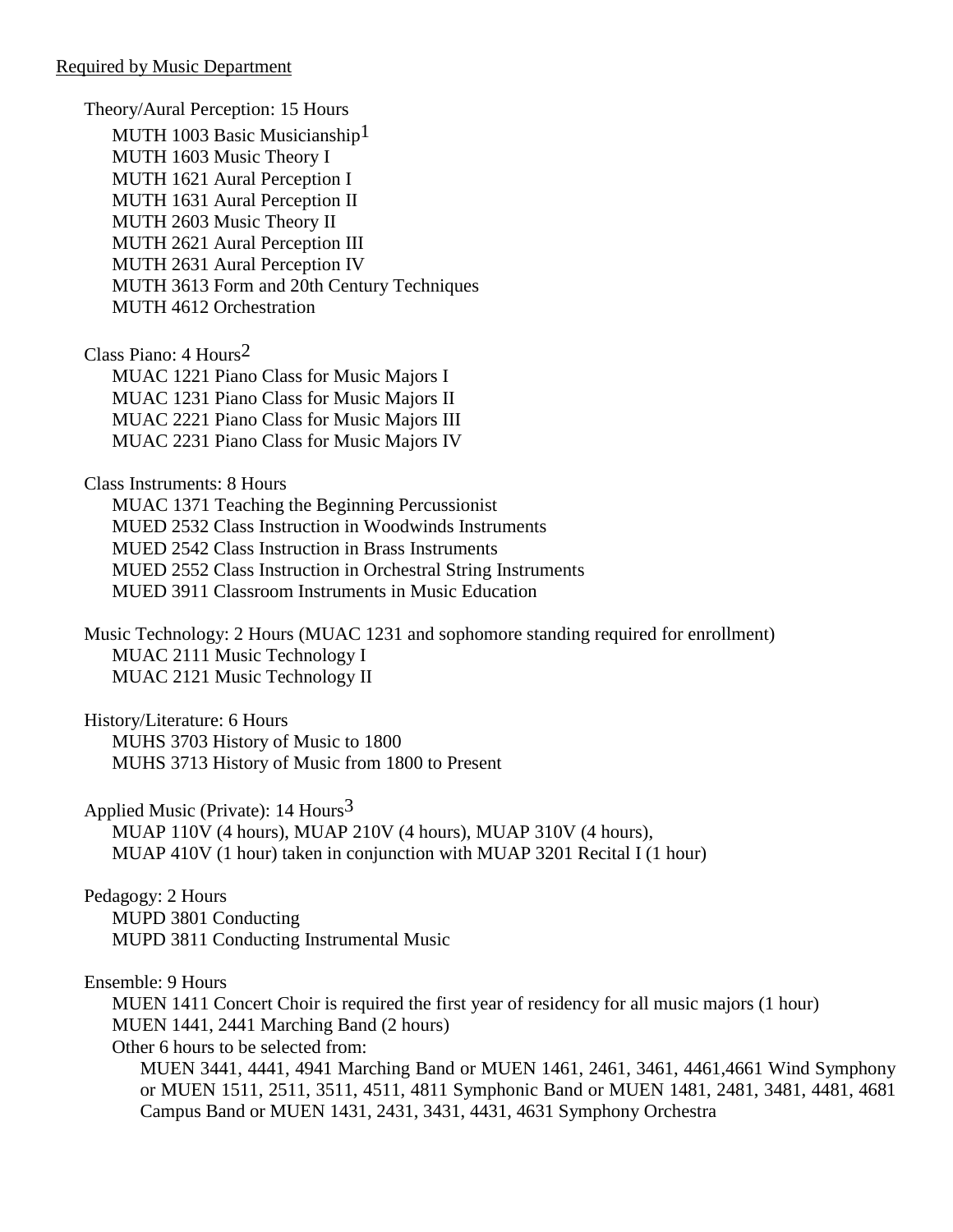Required by Music Department

Theory/Aural Perception: 15 Hours

- MUTH 1003 Basic Musicianship[1]
- MUTH 1603 Music Theory I
- MUTH 1621 Aural Perception I
- MUTH 1631 Aural Perception II
- MUTH 2603 Music Theory II
- MUTH 2621 Aural Perception III
- MUTH 2631 Aural Perception IV
- MUTH 3613 Form and 20th Century Techniques
- MUTH 4612 Orchestration

Class Piano: 4 Hours[2]

- MUAC 1221 Piano Class for Music Majors I
- MUAC 1231 Piano Class for Music Majors II
- MUAC 2221 Piano Class for Music Majors III
- MUAC 2231 Piano Class for Music Majors IV

Class Instruments: 8 Hours

- MUAC 1371 Teaching the Beginning Percussionist
- MUED 2532 Class Instruction in Woodwinds Instruments
- MUED 2542 Class Instruction in Brass Instruments
- MUED 2552 Class Instruction in Orchestral String Instruments
- MUED 3911 Classroom Instruments in Music Education

Music Technology: 2 Hours (MUAC 1231 and sophomore standing required for enrollment)

- MUAC 2111 Music Technology I
- MUAC 2121 Music Technology II

History/Literature: 6 Hours

- MUHS 3703 History of Music to 1800
- MUHS 3713 History of Music from 1800 to Present

Applied Music (Private): 14 Hours[3]

- MUAP 110V (4 hours), MUAP 210V (4 hours), MUAP 310V (4 hours), MUAP 410V (1 hour) taken in conjunction with MUAP 3201 Recital I (1 hour)

Pedagogy: 2 Hours

- MUPD 3801 Conducting
- MUPD 3811 Conducting Instrumental Music

Ensemble: 9 Hours

- MUEN 1411 Concert Choir is required the first year of residency for all music majors (1 hour)
- MUEN 1441, 2441 Marching Band (2 hours)
- Other 6 hours to be selected from:
  - MUEN 3441, 4441, 4941 Marching Band or MUEN 1461, 2461, 3461, 4461,4661 Wind Symphony or MUEN 1511, 2511, 3511, 4511, 4811 Symphonic Band or MUEN 1481, 2481, 3481, 4481, 4681 Campus Band or MUEN 1431, 2431, 3431, 4431, 4631 Symphony Orchestra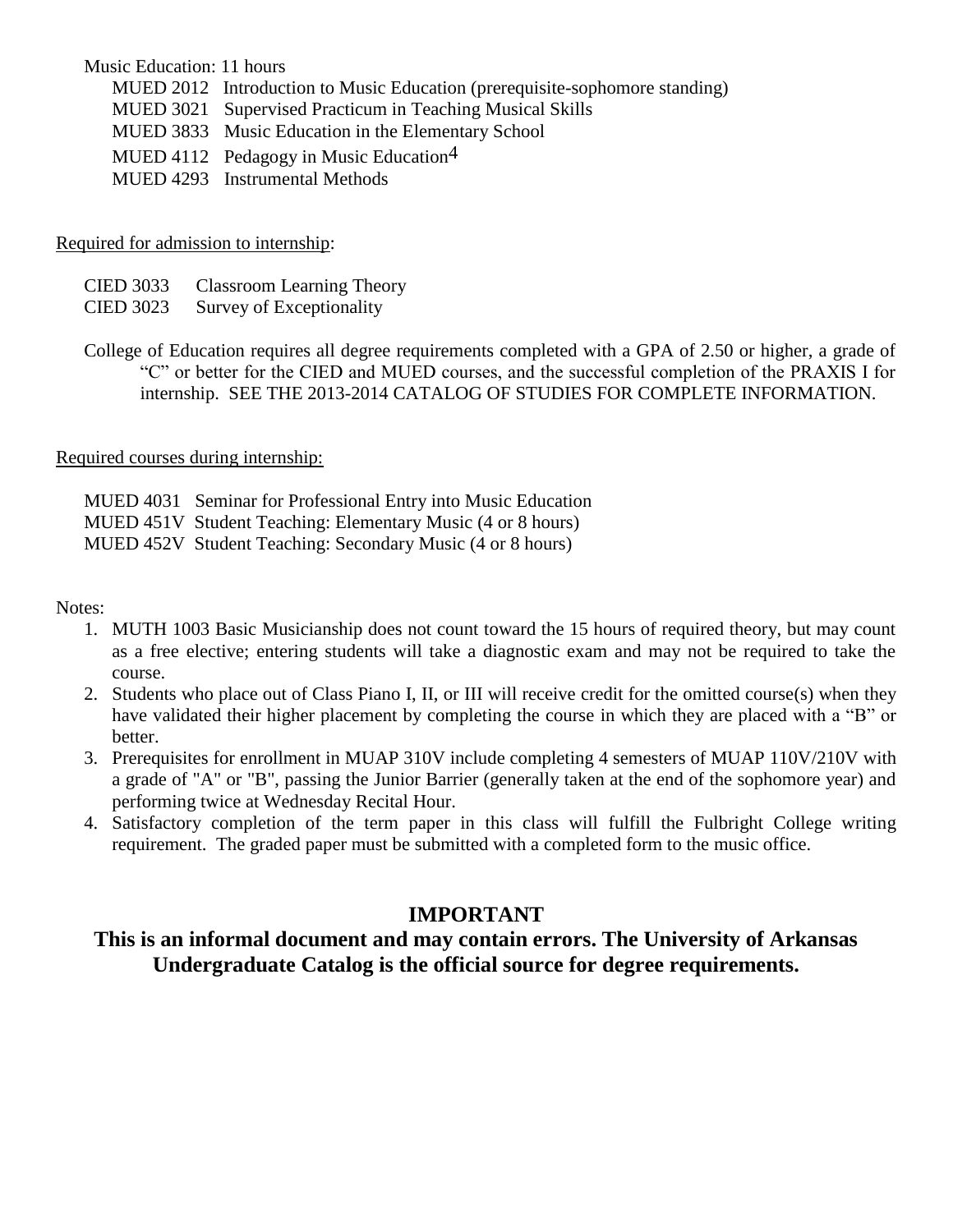Music Education: 11 hours

MUED 2012 Introduction to Music Education (prerequisite-sophomore standing)
MUED 3021 Supervised Practicum in Teaching Musical Skills
MUED 3833 Music Education in the Elementary School
MUED 4112 Pedagogy in Music Education[4]
MUED 4293 Instrumental Methods

<u>Required for admission to internship</u>:

CIED 3033 Classroom Learning Theory
CIED 3023 Survey of Exceptionality

College of Education requires all degree requirements completed with a GPA of 2.50 or higher, a grade of "C" or better for the CIED and MUED courses, and the successful completion of the PRAXIS I for internship. SEE THE 2013-2014 CATALOG OF STUDIES FOR COMPLETE INFORMATION.

<u>Required courses during internship:</u>

MUED 4031 Seminar for Professional Entry into Music Education
MUED 451V Student Teaching: Elementary Music (4 or 8 hours)
MUED 452V Student Teaching: Secondary Music (4 or 8 hours)

Notes:

1. MUTH 1003 Basic Musicianship does not count toward the 15 hours of required theory, but may count as a free elective; entering students will take a diagnostic exam and may not be required to take the course.
2. Students who place out of Class Piano I, II, or III will receive credit for the omitted course(s) when they have validated their higher placement by completing the course in which they are placed with a "B" or better.
3. Prerequisites for enrollment in MUAP 310V include completing 4 semesters of MUAP 110V/210V with a grade of "A" or "B", passing the Junior Barrier (generally taken at the end of the sophomore year) and performing twice at Wednesday Recital Hour.
4. Satisfactory completion of the term paper in this class will fulfill the Fulbright College writing requirement. The graded paper must be submitted with a completed form to the music office.

## IMPORTANT

**This is an informal document and may contain errors. The University of Arkansas Undergraduate Catalog is the official source for degree requirements.**